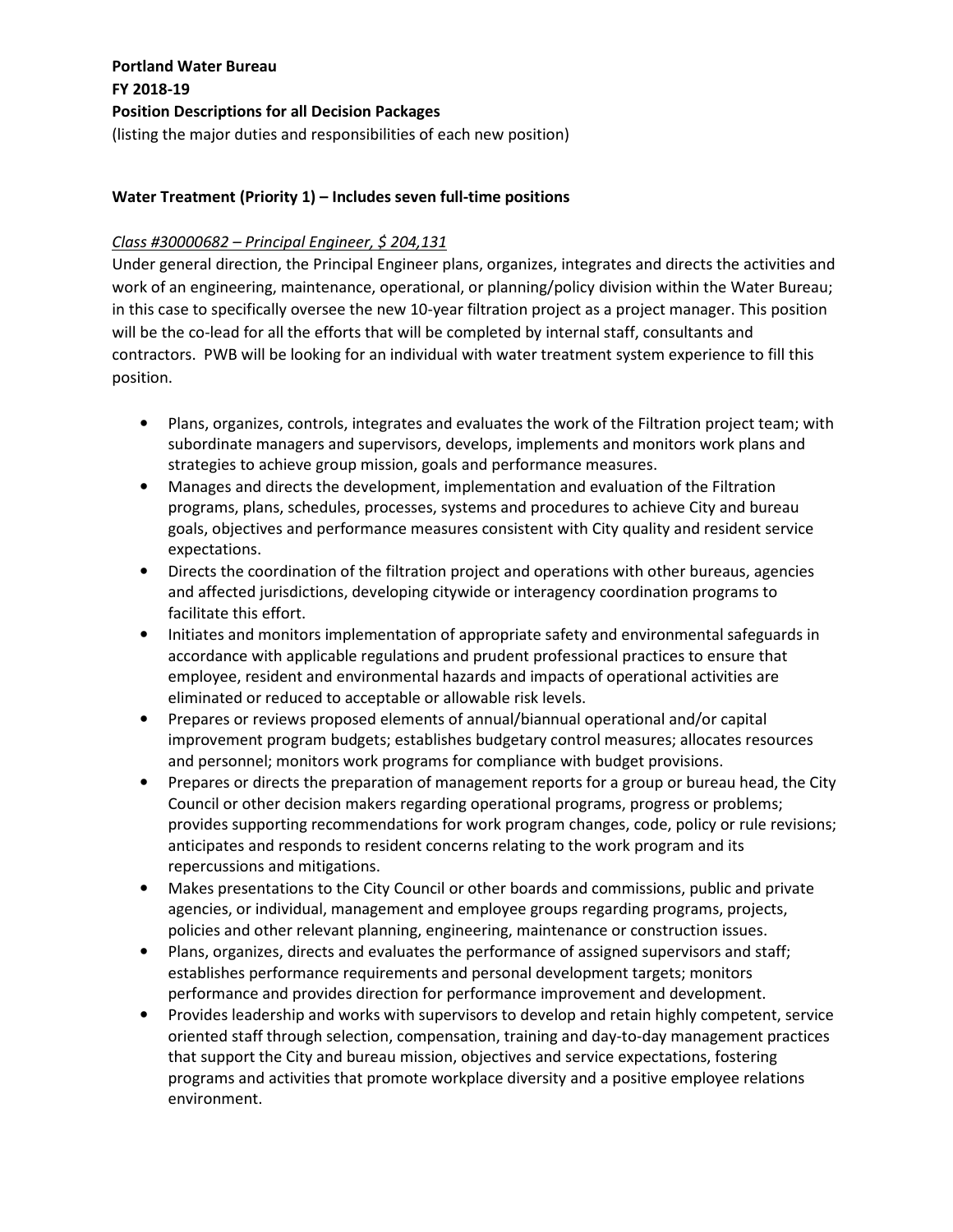**Portland Water Bureau**
**FY 2018-19**
**Position Descriptions for all Decision Packages**
(listing the major duties and responsibilities of each new position)

**Water Treatment (Priority 1) – Includes seven full-time positions**

*Class #30000682 – Principal Engineer, $ 204,131*

Under general direction, the Principal Engineer plans, organizes, integrates and directs the activities and work of an engineering, maintenance, operational, or planning/policy division within the Water Bureau; in this case to specifically oversee the new 10-year filtration project as a project manager. This position will be the co-lead for all the efforts that will be completed by internal staff, consultants and contractors. PWB will be looking for an individual with water treatment system experience to fill this position.

- Plans, organizes, controls, integrates and evaluates the work of the Filtration project team; with subordinate managers and supervisors, develops, implements and monitors work plans and strategies to achieve group mission, goals and performance measures.
- Manages and directs the development, implementation and evaluation of the Filtration programs, plans, schedules, processes, systems and procedures to achieve City and bureau goals, objectives and performance measures consistent with City quality and resident service expectations.
- Directs the coordination of the filtration project and operations with other bureaus, agencies and affected jurisdictions, developing citywide or interagency coordination programs to facilitate this effort.
- Initiates and monitors implementation of appropriate safety and environmental safeguards in accordance with applicable regulations and prudent professional practices to ensure that employee, resident and environmental hazards and impacts of operational activities are eliminated or reduced to acceptable or allowable risk levels.
- Prepares or reviews proposed elements of annual/biannual operational and/or capital improvement program budgets; establishes budgetary control measures; allocates resources and personnel; monitors work programs for compliance with budget provisions.
- Prepares or directs the preparation of management reports for a group or bureau head, the City Council or other decision makers regarding operational programs, progress or problems; provides supporting recommendations for work program changes, code, policy or rule revisions; anticipates and responds to resident concerns relating to the work program and its repercussions and mitigations.
- Makes presentations to the City Council or other boards and commissions, public and private agencies, or individual, management and employee groups regarding programs, projects, policies and other relevant planning, engineering, maintenance or construction issues.
- Plans, organizes, directs and evaluates the performance of assigned supervisors and staff; establishes performance requirements and personal development targets; monitors performance and provides direction for performance improvement and development.
- Provides leadership and works with supervisors to develop and retain highly competent, service oriented staff through selection, compensation, training and day-to-day management practices that support the City and bureau mission, objectives and service expectations, fostering programs and activities that promote workplace diversity and a positive employee relations environment.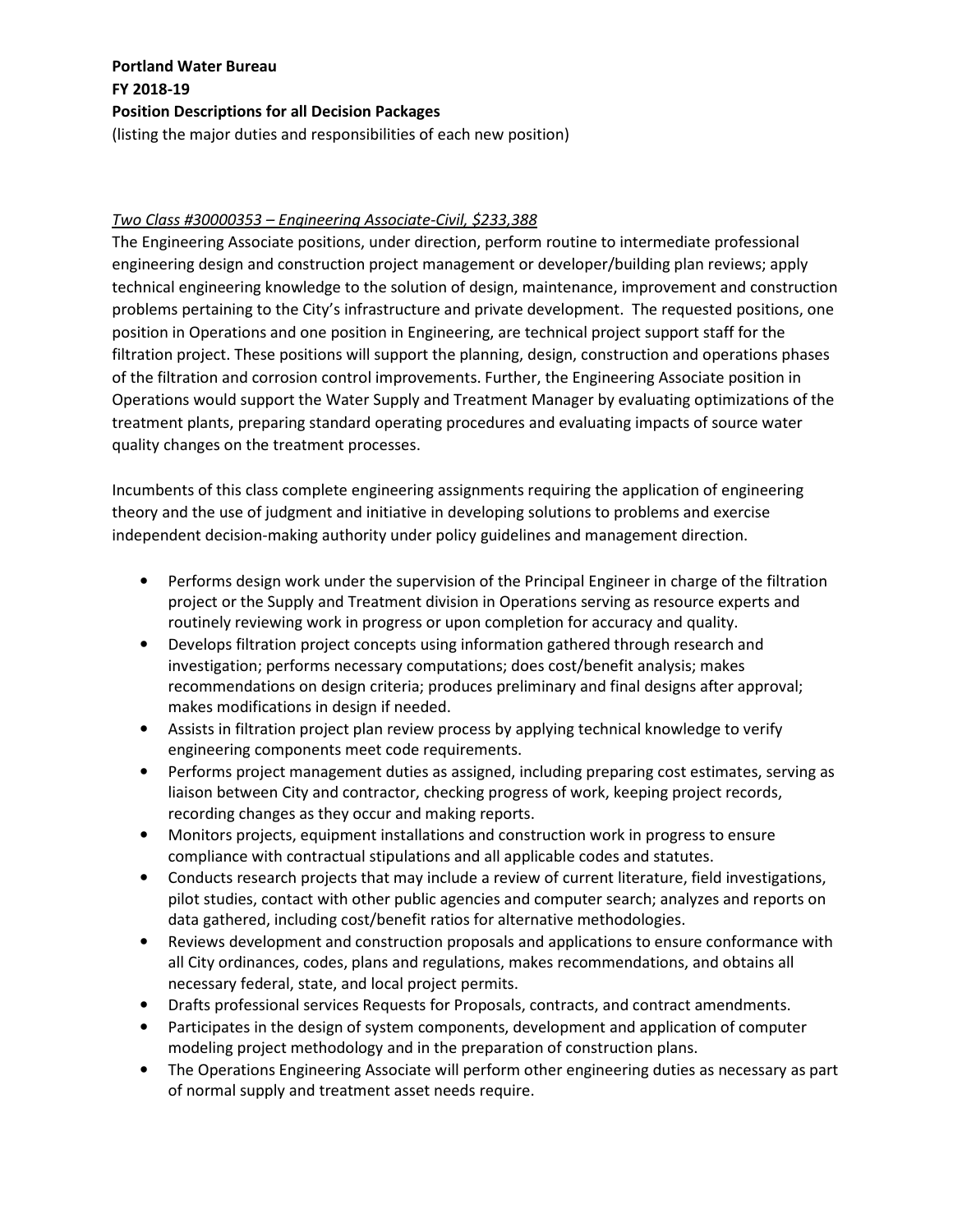**Portland Water Bureau**
**FY 2018-19**
**Position Descriptions for all Decision Packages**
(listing the major duties and responsibilities of each new position)

*Two Class #30000353 – Engineering Associate-Civil, $233,388*

The Engineering Associate positions, under direction, perform routine to intermediate professional engineering design and construction project management or developer/building plan reviews; apply technical engineering knowledge to the solution of design, maintenance, improvement and construction problems pertaining to the City's infrastructure and private development. The requested positions, one position in Operations and one position in Engineering, are technical project support staff for the filtration project. These positions will support the planning, design, construction and operations phases of the filtration and corrosion control improvements. Further, the Engineering Associate position in Operations would support the Water Supply and Treatment Manager by evaluating optimizations of the treatment plants, preparing standard operating procedures and evaluating impacts of source water quality changes on the treatment processes.

Incumbents of this class complete engineering assignments requiring the application of engineering theory and the use of judgment and initiative in developing solutions to problems and exercise independent decision-making authority under policy guidelines and management direction.

- Performs design work under the supervision of the Principal Engineer in charge of the filtration project or the Supply and Treatment division in Operations serving as resource experts and routinely reviewing work in progress or upon completion for accuracy and quality.
- Develops filtration project concepts using information gathered through research and investigation; performs necessary computations; does cost/benefit analysis; makes recommendations on design criteria; produces preliminary and final designs after approval; makes modifications in design if needed.
- Assists in filtration project plan review process by applying technical knowledge to verify engineering components meet code requirements.
- Performs project management duties as assigned, including preparing cost estimates, serving as liaison between City and contractor, checking progress of work, keeping project records, recording changes as they occur and making reports.
- Monitors projects, equipment installations and construction work in progress to ensure compliance with contractual stipulations and all applicable codes and statutes.
- Conducts research projects that may include a review of current literature, field investigations, pilot studies, contact with other public agencies and computer search; analyzes and reports on data gathered, including cost/benefit ratios for alternative methodologies.
- Reviews development and construction proposals and applications to ensure conformance with all City ordinances, codes, plans and regulations, makes recommendations, and obtains all necessary federal, state, and local project permits.
- Drafts professional services Requests for Proposals, contracts, and contract amendments.
- Participates in the design of system components, development and application of computer modeling project methodology and in the preparation of construction plans.
- The Operations Engineering Associate will perform other engineering duties as necessary as part of normal supply and treatment asset needs require.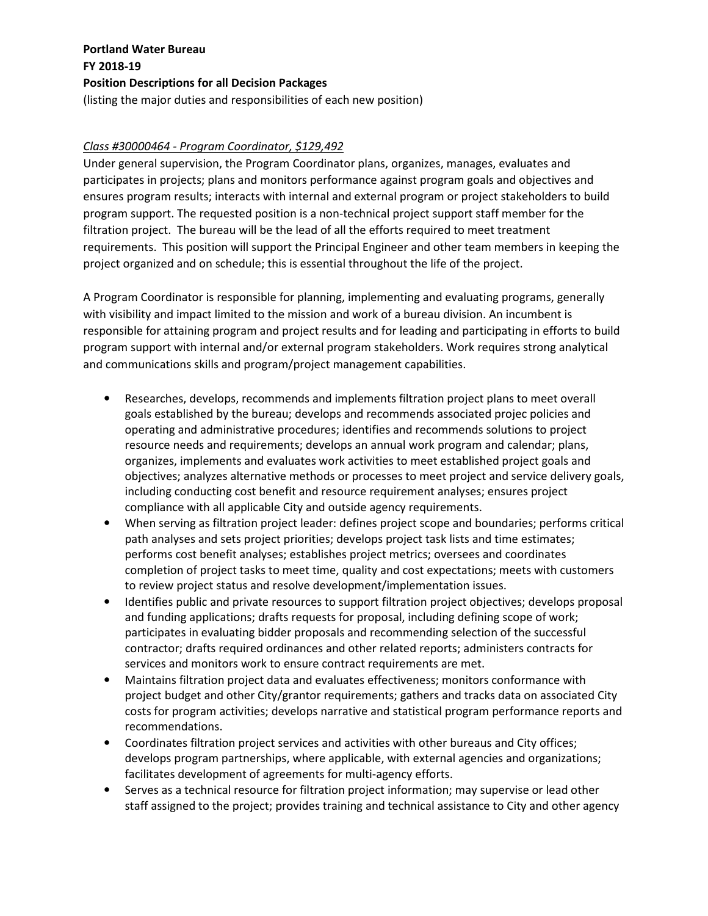**Portland Water Bureau**
**FY 2018-19**
**Position Descriptions for all Decision Packages**
(listing the major duties and responsibilities of each new position)

*Class #30000464 - Program Coordinator, $129,492*

Under general supervision, the Program Coordinator plans, organizes, manages, evaluates and participates in projects; plans and monitors performance against program goals and objectives and ensures program results; interacts with internal and external program or project stakeholders to build program support. The requested position is a non-technical project support staff member for the filtration project. The bureau will be the lead of all the efforts required to meet treatment requirements. This position will support the Principal Engineer and other team members in keeping the project organized and on schedule; this is essential throughout the life of the project.

A Program Coordinator is responsible for planning, implementing and evaluating programs, generally with visibility and impact limited to the mission and work of a bureau division. An incumbent is responsible for attaining program and project results and for leading and participating in efforts to build program support with internal and/or external program stakeholders. Work requires strong analytical and communications skills and program/project management capabilities.

- Researches, develops, recommends and implements filtration project plans to meet overall goals established by the bureau; develops and recommends associated projec policies and operating and administrative procedures; identifies and recommends solutions to project resource needs and requirements; develops an annual work program and calendar; plans, organizes, implements and evaluates work activities to meet established project goals and objectives; analyzes alternative methods or processes to meet project and service delivery goals, including conducting cost benefit and resource requirement analyses; ensures project compliance with all applicable City and outside agency requirements.
- When serving as filtration project leader: defines project scope and boundaries; performs critical path analyses and sets project priorities; develops project task lists and time estimates; performs cost benefit analyses; establishes project metrics; oversees and coordinates completion of project tasks to meet time, quality and cost expectations; meets with customers to review project status and resolve development/implementation issues.
- Identifies public and private resources to support filtration project objectives; develops proposal and funding applications; drafts requests for proposal, including defining scope of work; participates in evaluating bidder proposals and recommending selection of the successful contractor; drafts required ordinances and other related reports; administers contracts for services and monitors work to ensure contract requirements are met.
- Maintains filtration project data and evaluates effectiveness; monitors conformance with project budget and other City/grantor requirements; gathers and tracks data on associated City costs for program activities; develops narrative and statistical program performance reports and recommendations.
- Coordinates filtration project services and activities with other bureaus and City offices; develops program partnerships, where applicable, with external agencies and organizations; facilitates development of agreements for multi-agency efforts.
- Serves as a technical resource for filtration project information; may supervise or lead other staff assigned to the project; provides training and technical assistance to City and other agency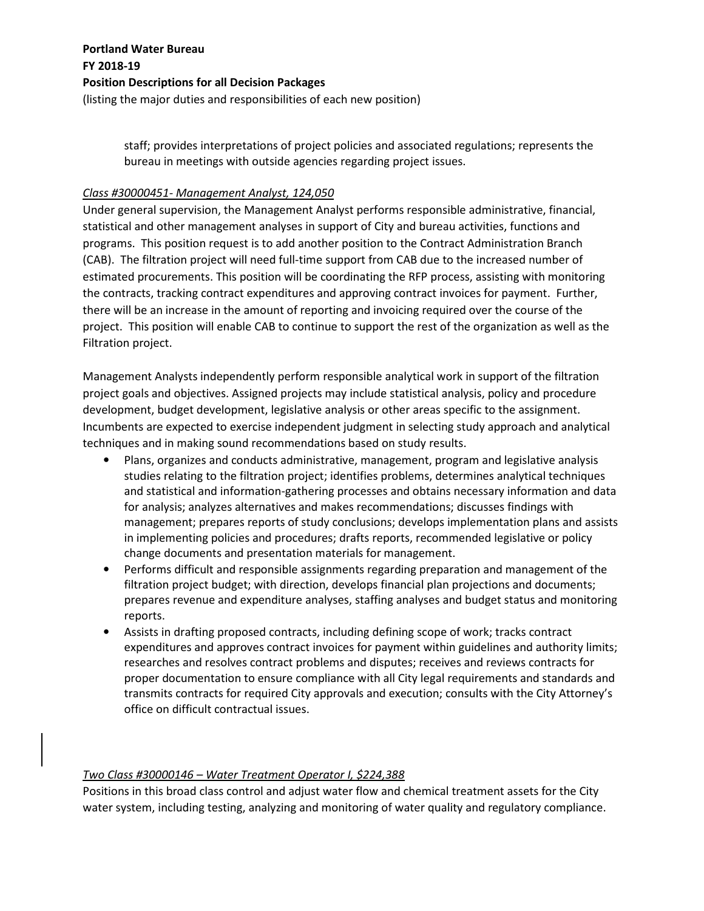staff; provides interpretations of project policies and associated regulations; represents the bureau in meetings with outside agencies regarding project issues.

*Class #30000451- Management Analyst, 124,050*

Under general supervision, the Management Analyst performs responsible administrative, financial, statistical and other management analyses in support of City and bureau activities, functions and programs. This position request is to add another position to the Contract Administration Branch (CAB). The filtration project will need full-time support from CAB due to the increased number of estimated procurements. This position will be coordinating the RFP process, assisting with monitoring the contracts, tracking contract expenditures and approving contract invoices for payment. Further, there will be an increase in the amount of reporting and invoicing required over the course of the project. This position will enable CAB to continue to support the rest of the organization as well as the Filtration project.

Management Analysts independently perform responsible analytical work in support of the filtration project goals and objectives. Assigned projects may include statistical analysis, policy and procedure development, budget development, legislative analysis or other areas specific to the assignment. Incumbents are expected to exercise independent judgment in selecting study approach and analytical techniques and in making sound recommendations based on study results.

- Plans, organizes and conducts administrative, management, program and legislative analysis studies relating to the filtration project; identifies problems, determines analytical techniques and statistical and information-gathering processes and obtains necessary information and data for analysis; analyzes alternatives and makes recommendations; discusses findings with management; prepares reports of study conclusions; develops implementation plans and assists in implementing policies and procedures; drafts reports, recommended legislative or policy change documents and presentation materials for management.
- Performs difficult and responsible assignments regarding preparation and management of the filtration project budget; with direction, develops financial plan projections and documents; prepares revenue and expenditure analyses, staffing analyses and budget status and monitoring reports.
- Assists in drafting proposed contracts, including defining scope of work; tracks contract expenditures and approves contract invoices for payment within guidelines and authority limits; researches and resolves contract problems and disputes; receives and reviews contracts for proper documentation to ensure compliance with all City legal requirements and standards and transmits contracts for required City approvals and execution; consults with the City Attorney's office on difficult contractual issues.

*Two Class #30000146 – Water Treatment Operator I, $224,388*

Positions in this broad class control and adjust water flow and chemical treatment assets for the City water system, including testing, analyzing and monitoring of water quality and regulatory compliance.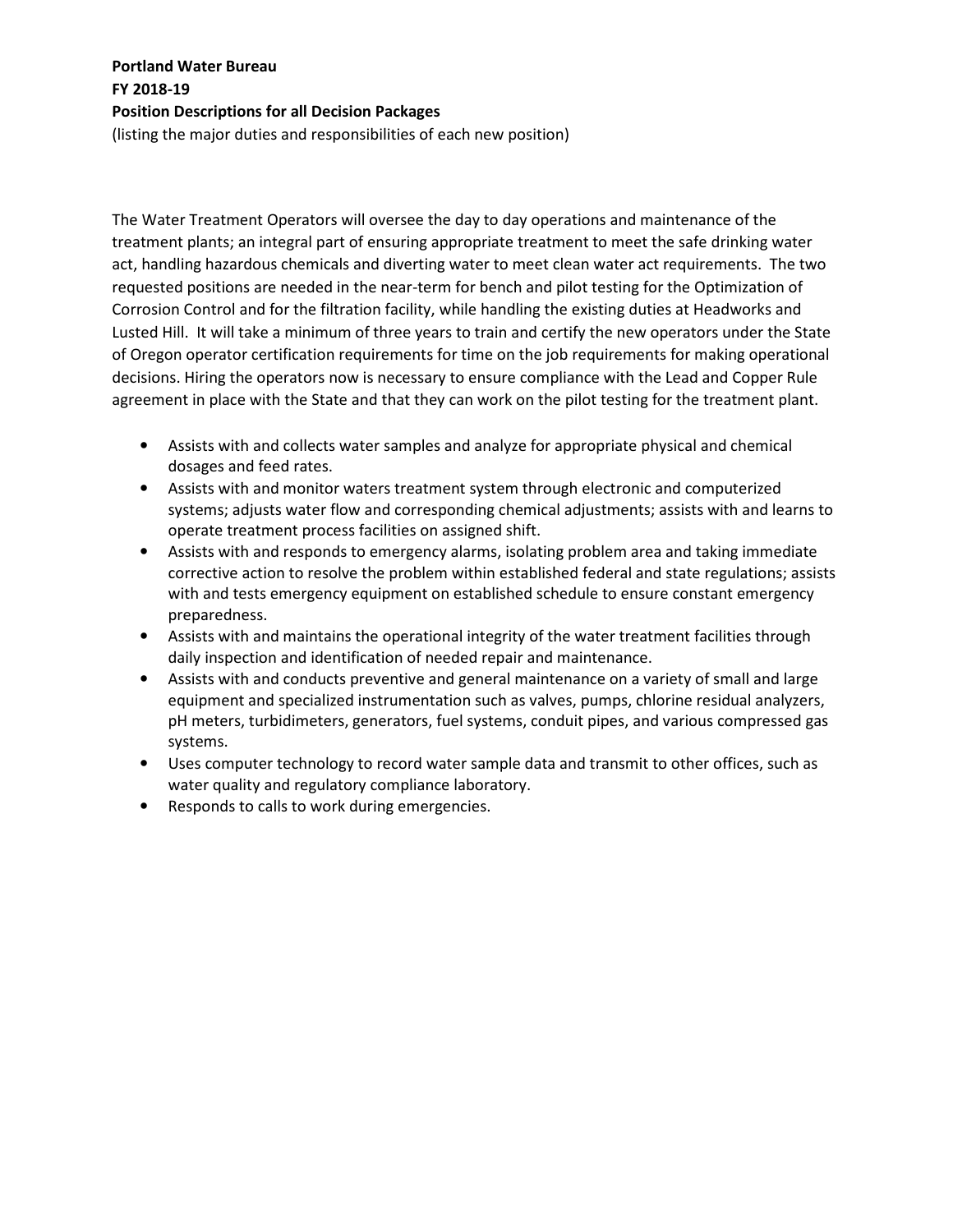**Portland Water Bureau**
**FY 2018-19**
**Position Descriptions for all Decision Packages**
(listing the major duties and responsibilities of each new position)

The Water Treatment Operators will oversee the day to day operations and maintenance of the treatment plants; an integral part of ensuring appropriate treatment to meet the safe drinking water act, handling hazardous chemicals and diverting water to meet clean water act requirements. The two requested positions are needed in the near-term for bench and pilot testing for the Optimization of Corrosion Control and for the filtration facility, while handling the existing duties at Headworks and Lusted Hill. It will take a minimum of three years to train and certify the new operators under the State of Oregon operator certification requirements for time on the job requirements for making operational decisions. Hiring the operators now is necessary to ensure compliance with the Lead and Copper Rule agreement in place with the State and that they can work on the pilot testing for the treatment plant.

- Assists with and collects water samples and analyze for appropriate physical and chemical dosages and feed rates.
- Assists with and monitor waters treatment system through electronic and computerized systems; adjusts water flow and corresponding chemical adjustments; assists with and learns to operate treatment process facilities on assigned shift.
- Assists with and responds to emergency alarms, isolating problem area and taking immediate corrective action to resolve the problem within established federal and state regulations; assists with and tests emergency equipment on established schedule to ensure constant emergency preparedness.
- Assists with and maintains the operational integrity of the water treatment facilities through daily inspection and identification of needed repair and maintenance.
- Assists with and conducts preventive and general maintenance on a variety of small and large equipment and specialized instrumentation such as valves, pumps, chlorine residual analyzers, pH meters, turbidimeters, generators, fuel systems, conduit pipes, and various compressed gas systems.
- Uses computer technology to record water sample data and transmit to other offices, such as water quality and regulatory compliance laboratory.
- Responds to calls to work during emergencies.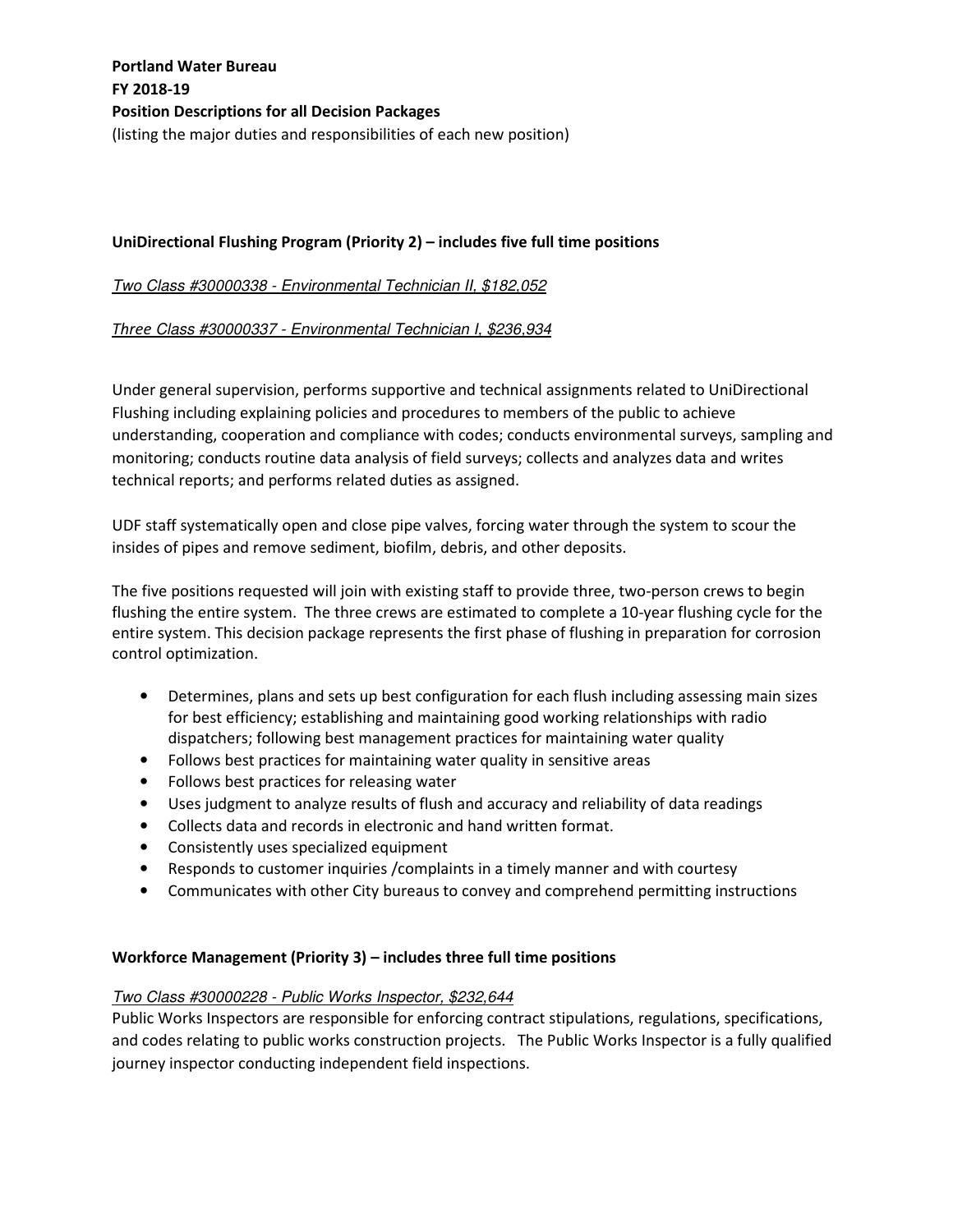**Portland Water Bureau**
**FY 2018-19**
**Position Descriptions for all Decision Packages**
(listing the major duties and responsibilities of each new position)

**UniDirectional Flushing Program (Priority 2) – includes five full time positions**

*Two Class #30000338 - Environmental Technician II, $182,052*

*Three Class #30000337 - Environmental Technician I, $236,934*

Under general supervision, performs supportive and technical assignments related to UniDirectional Flushing including explaining policies and procedures to members of the public to achieve understanding, cooperation and compliance with codes; conducts environmental surveys, sampling and monitoring; conducts routine data analysis of field surveys; collects and analyzes data and writes technical reports; and performs related duties as assigned.

UDF staff systematically open and close pipe valves, forcing water through the system to scour the insides of pipes and remove sediment, biofilm, debris, and other deposits.

The five positions requested will join with existing staff to provide three, two-person crews to begin flushing the entire system. The three crews are estimated to complete a 10-year flushing cycle for the entire system. This decision package represents the first phase of flushing in preparation for corrosion control optimization.

- Determines, plans and sets up best configuration for each flush including assessing main sizes for best efficiency; establishing and maintaining good working relationships with radio dispatchers; following best management practices for maintaining water quality
- Follows best practices for maintaining water quality in sensitive areas
- Follows best practices for releasing water
- Uses judgment to analyze results of flush and accuracy and reliability of data readings
- Collects data and records in electronic and hand written format.
- Consistently uses specialized equipment
- Responds to customer inquiries /complaints in a timely manner and with courtesy
- Communicates with other City bureaus to convey and comprehend permitting instructions

**Workforce Management (Priority 3) – includes three full time positions**

*Two Class #30000228 - Public Works Inspector, $232,644*

Public Works Inspectors are responsible for enforcing contract stipulations, regulations, specifications, and codes relating to public works construction projects. The Public Works Inspector is a fully qualified journey inspector conducting independent field inspections.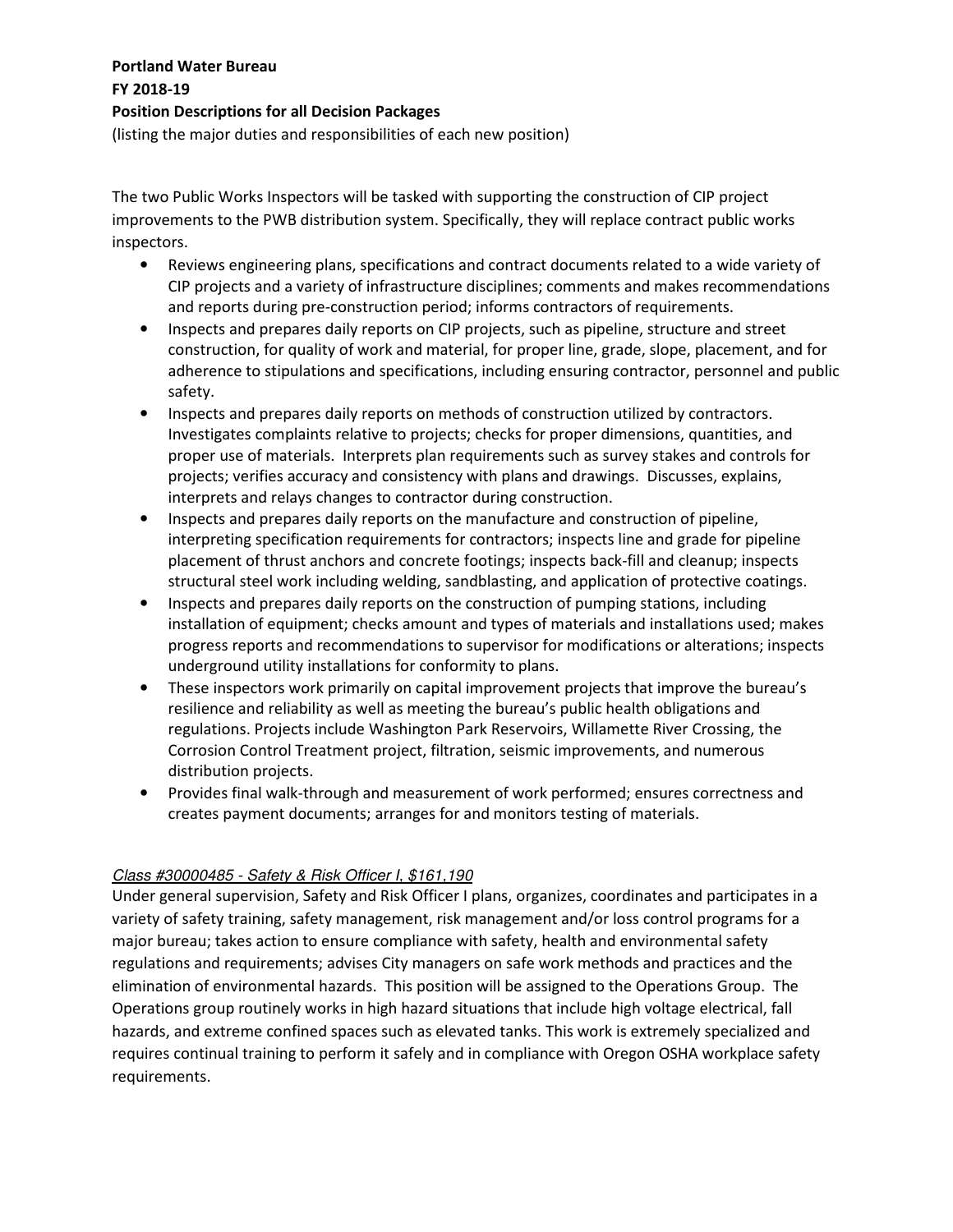**Portland Water Bureau**
**FY 2018-19**
**Position Descriptions for all Decision Packages**
(listing the major duties and responsibilities of each new position)

The two Public Works Inspectors will be tasked with supporting the construction of CIP project improvements to the PWB distribution system. Specifically, they will replace contract public works inspectors.

- Reviews engineering plans, specifications and contract documents related to a wide variety of CIP projects and a variety of infrastructure disciplines; comments and makes recommendations and reports during pre-construction period; informs contractors of requirements.
- Inspects and prepares daily reports on CIP projects, such as pipeline, structure and street construction, for quality of work and material, for proper line, grade, slope, placement, and for adherence to stipulations and specifications, including ensuring contractor, personnel and public safety.
- Inspects and prepares daily reports on methods of construction utilized by contractors. Investigates complaints relative to projects; checks for proper dimensions, quantities, and proper use of materials. Interprets plan requirements such as survey stakes and controls for projects; verifies accuracy and consistency with plans and drawings. Discusses, explains, interprets and relays changes to contractor during construction.
- Inspects and prepares daily reports on the manufacture and construction of pipeline, interpreting specification requirements for contractors; inspects line and grade for pipeline placement of thrust anchors and concrete footings; inspects back-fill and cleanup; inspects structural steel work including welding, sandblasting, and application of protective coatings.
- Inspects and prepares daily reports on the construction of pumping stations, including installation of equipment; checks amount and types of materials and installations used; makes progress reports and recommendations to supervisor for modifications or alterations; inspects underground utility installations for conformity to plans.
- These inspectors work primarily on capital improvement projects that improve the bureau's resilience and reliability as well as meeting the bureau's public health obligations and regulations. Projects include Washington Park Reservoirs, Willamette River Crossing, the Corrosion Control Treatment project, filtration, seismic improvements, and numerous distribution projects.
- Provides final walk-through and measurement of work performed; ensures correctness and creates payment documents; arranges for and monitors testing of materials.

*Class #30000485 - Safety & Risk Officer I, $161,190*

Under general supervision, Safety and Risk Officer I plans, organizes, coordinates and participates in a variety of safety training, safety management, risk management and/or loss control programs for a major bureau; takes action to ensure compliance with safety, health and environmental safety regulations and requirements; advises City managers on safe work methods and practices and the elimination of environmental hazards. This position will be assigned to the Operations Group. The Operations group routinely works in high hazard situations that include high voltage electrical, fall hazards, and extreme confined spaces such as elevated tanks. This work is extremely specialized and requires continual training to perform it safely and in compliance with Oregon OSHA workplace safety requirements.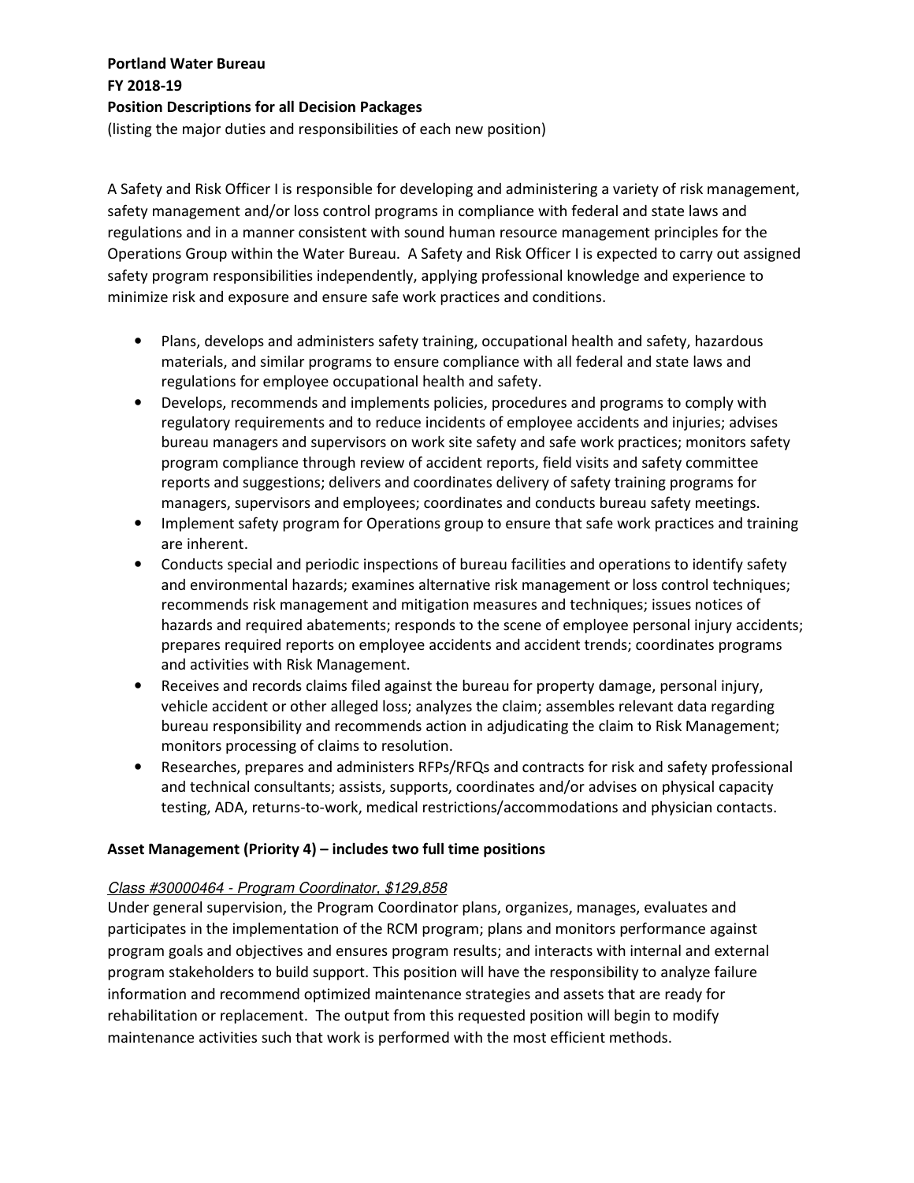**Portland Water Bureau**
**FY 2018-19**
**Position Descriptions for all Decision Packages**
(listing the major duties and responsibilities of each new position)

A Safety and Risk Officer I is responsible for developing and administering a variety of risk management, safety management and/or loss control programs in compliance with federal and state laws and regulations and in a manner consistent with sound human resource management principles for the Operations Group within the Water Bureau. A Safety and Risk Officer I is expected to carry out assigned safety program responsibilities independently, applying professional knowledge and experience to minimize risk and exposure and ensure safe work practices and conditions.

- Plans, develops and administers safety training, occupational health and safety, hazardous materials, and similar programs to ensure compliance with all federal and state laws and regulations for employee occupational health and safety.
- Develops, recommends and implements policies, procedures and programs to comply with regulatory requirements and to reduce incidents of employee accidents and injuries; advises bureau managers and supervisors on work site safety and safe work practices; monitors safety program compliance through review of accident reports, field visits and safety committee reports and suggestions; delivers and coordinates delivery of safety training programs for managers, supervisors and employees; coordinates and conducts bureau safety meetings.
- Implement safety program for Operations group to ensure that safe work practices and training are inherent.
- Conducts special and periodic inspections of bureau facilities and operations to identify safety and environmental hazards; examines alternative risk management or loss control techniques; recommends risk management and mitigation measures and techniques; issues notices of hazards and required abatements; responds to the scene of employee personal injury accidents; prepares required reports on employee accidents and accident trends; coordinates programs and activities with Risk Management.
- Receives and records claims filed against the bureau for property damage, personal injury, vehicle accident or other alleged loss; analyzes the claim; assembles relevant data regarding bureau responsibility and recommends action in adjudicating the claim to Risk Management; monitors processing of claims to resolution.
- Researches, prepares and administers RFPs/RFQs and contracts for risk and safety professional and technical consultants; assists, supports, coordinates and/or advises on physical capacity testing, ADA, returns-to-work, medical restrictions/accommodations and physician contacts.

**Asset Management (Priority 4) – includes two full time positions**

*Class #30000464 - Program Coordinator, $129,858*

Under general supervision, the Program Coordinator plans, organizes, manages, evaluates and participates in the implementation of the RCM program; plans and monitors performance against program goals and objectives and ensures program results; and interacts with internal and external program stakeholders to build support. This position will have the responsibility to analyze failure information and recommend optimized maintenance strategies and assets that are ready for rehabilitation or replacement. The output from this requested position will begin to modify maintenance activities such that work is performed with the most efficient methods.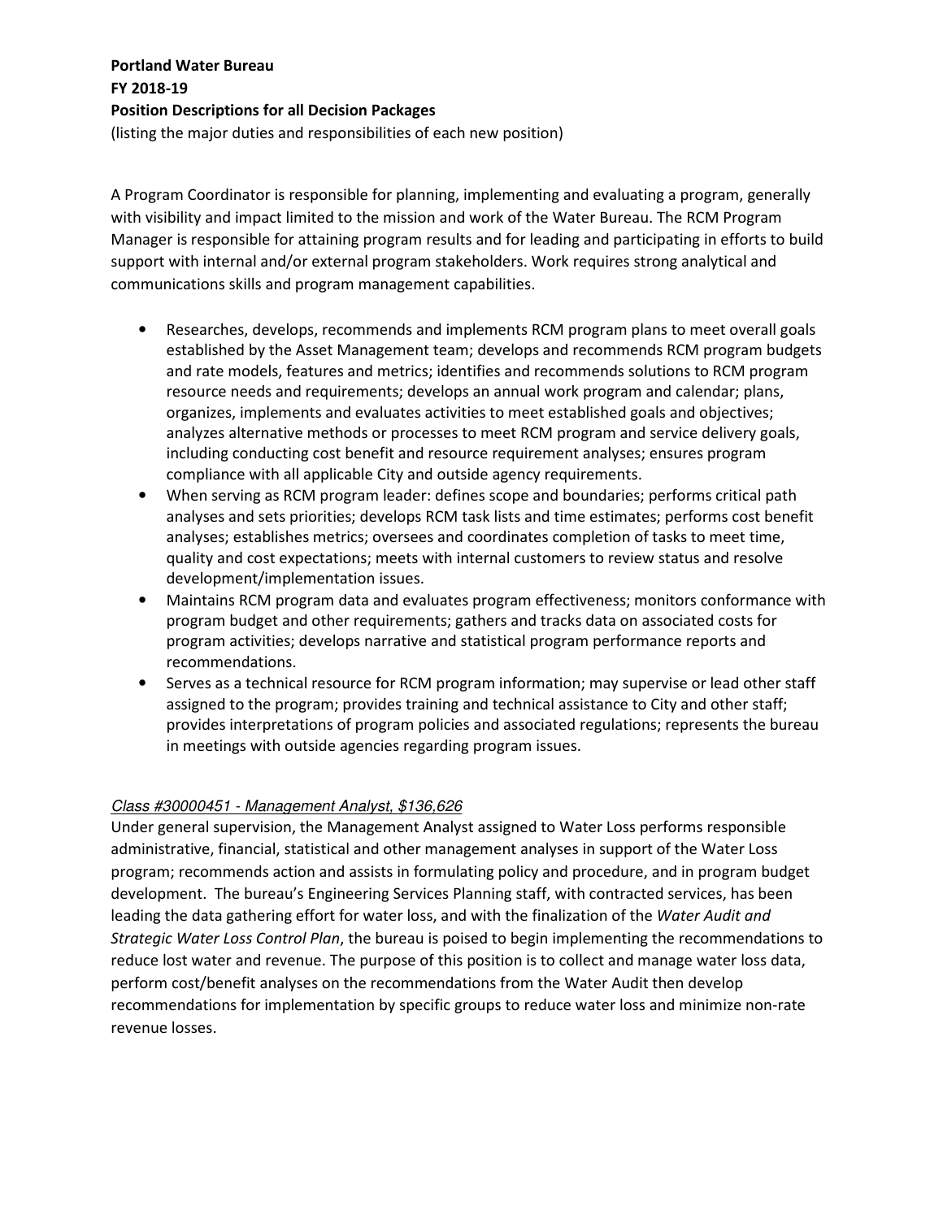**Portland Water Bureau**
**FY 2018-19**
**Position Descriptions for all Decision Packages**
(listing the major duties and responsibilities of each new position)

A Program Coordinator is responsible for planning, implementing and evaluating a program, generally with visibility and impact limited to the mission and work of the Water Bureau. The RCM Program Manager is responsible for attaining program results and for leading and participating in efforts to build support with internal and/or external program stakeholders. Work requires strong analytical and communications skills and program management capabilities.

- Researches, develops, recommends and implements RCM program plans to meet overall goals established by the Asset Management team; develops and recommends RCM program budgets and rate models, features and metrics; identifies and recommends solutions to RCM program resource needs and requirements; develops an annual work program and calendar; plans, organizes, implements and evaluates activities to meet established goals and objectives; analyzes alternative methods or processes to meet RCM program and service delivery goals, including conducting cost benefit and resource requirement analyses; ensures program compliance with all applicable City and outside agency requirements.
- When serving as RCM program leader: defines scope and boundaries; performs critical path analyses and sets priorities; develops RCM task lists and time estimates; performs cost benefit analyses; establishes metrics; oversees and coordinates completion of tasks to meet time, quality and cost expectations; meets with internal customers to review status and resolve development/implementation issues.
- Maintains RCM program data and evaluates program effectiveness; monitors conformance with program budget and other requirements; gathers and tracks data on associated costs for program activities; develops narrative and statistical program performance reports and recommendations.
- Serves as a technical resource for RCM program information; may supervise or lead other staff assigned to the program; provides training and technical assistance to City and other staff; provides interpretations of program policies and associated regulations; represents the bureau in meetings with outside agencies regarding program issues.

*Class #30000451 - Management Analyst, $136,626*

Under general supervision, the Management Analyst assigned to Water Loss performs responsible administrative, financial, statistical and other management analyses in support of the Water Loss program; recommends action and assists in formulating policy and procedure, and in program budget development. The bureau's Engineering Services Planning staff, with contracted services, has been leading the data gathering effort for water loss, and with the finalization of the *Water Audit and Strategic Water Loss Control Plan*, the bureau is poised to begin implementing the recommendations to reduce lost water and revenue. The purpose of this position is to collect and manage water loss data, perform cost/benefit analyses on the recommendations from the Water Audit then develop recommendations for implementation by specific groups to reduce water loss and minimize non-rate revenue losses.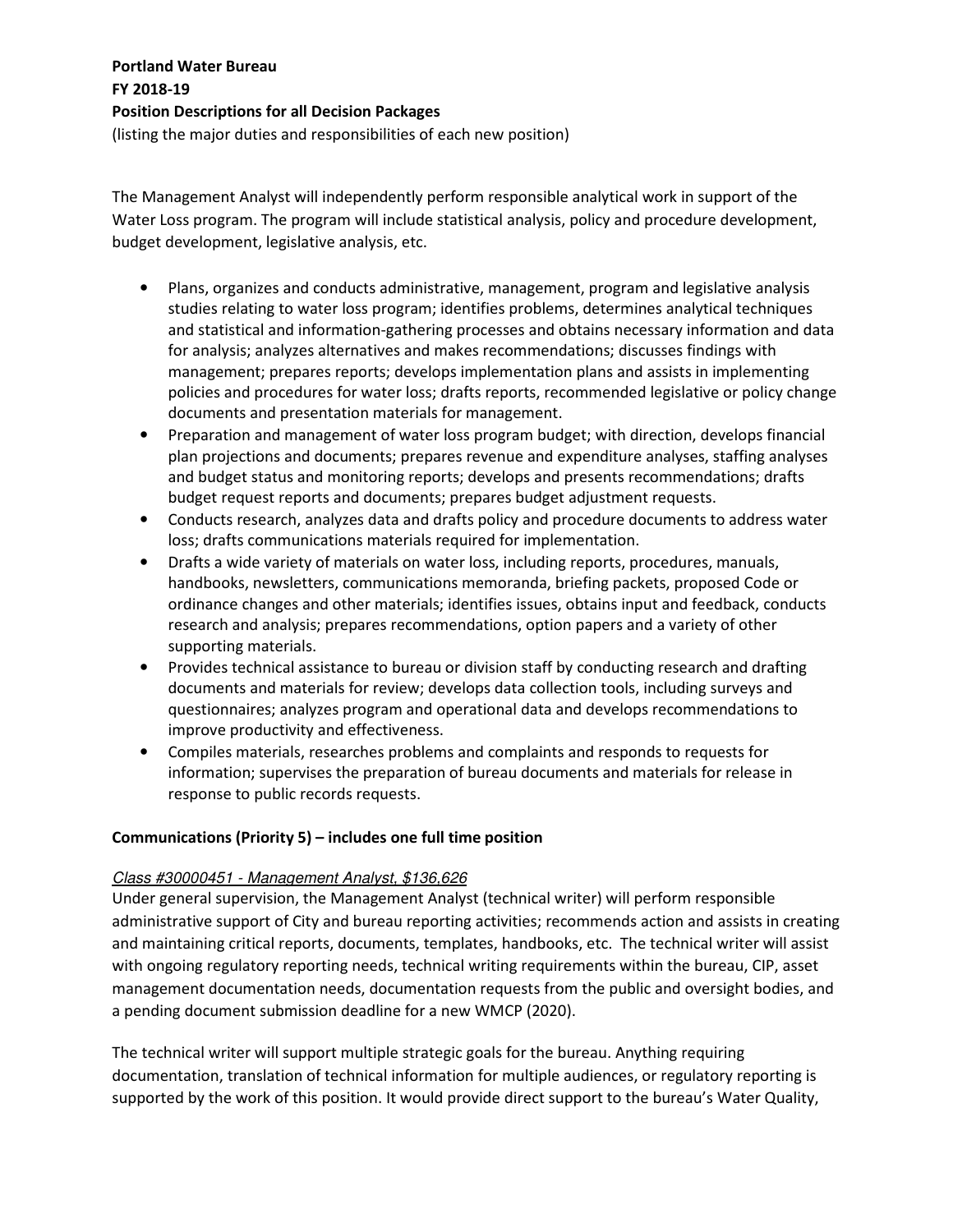**Portland Water Bureau**
**FY 2018-19**
**Position Descriptions for all Decision Packages**
(listing the major duties and responsibilities of each new position)

The Management Analyst will independently perform responsible analytical work in support of the Water Loss program. The program will include statistical analysis, policy and procedure development, budget development, legislative analysis, etc.

- Plans, organizes and conducts administrative, management, program and legislative analysis studies relating to water loss program; identifies problems, determines analytical techniques and statistical and information-gathering processes and obtains necessary information and data for analysis; analyzes alternatives and makes recommendations; discusses findings with management; prepares reports; develops implementation plans and assists in implementing policies and procedures for water loss; drafts reports, recommended legislative or policy change documents and presentation materials for management.
- Preparation and management of water loss program budget; with direction, develops financial plan projections and documents; prepares revenue and expenditure analyses, staffing analyses and budget status and monitoring reports; develops and presents recommendations; drafts budget request reports and documents; prepares budget adjustment requests.
- Conducts research, analyzes data and drafts policy and procedure documents to address water loss; drafts communications materials required for implementation.
- Drafts a wide variety of materials on water loss, including reports, procedures, manuals, handbooks, newsletters, communications memoranda, briefing packets, proposed Code or ordinance changes and other materials; identifies issues, obtains input and feedback, conducts research and analysis; prepares recommendations, option papers and a variety of other supporting materials.
- Provides technical assistance to bureau or division staff by conducting research and drafting documents and materials for review; develops data collection tools, including surveys and questionnaires; analyzes program and operational data and develops recommendations to improve productivity and effectiveness.
- Compiles materials, researches problems and complaints and responds to requests for information; supervises the preparation of bureau documents and materials for release in response to public records requests.

**Communications (Priority 5) – includes one full time position**

*Class #30000451 - Management Analyst, $136,626*

Under general supervision, the Management Analyst (technical writer) will perform responsible administrative support of City and bureau reporting activities; recommends action and assists in creating and maintaining critical reports, documents, templates, handbooks, etc. The technical writer will assist with ongoing regulatory reporting needs, technical writing requirements within the bureau, CIP, asset management documentation needs, documentation requests from the public and oversight bodies, and a pending document submission deadline for a new WMCP (2020).

The technical writer will support multiple strategic goals for the bureau. Anything requiring documentation, translation of technical information for multiple audiences, or regulatory reporting is supported by the work of this position. It would provide direct support to the bureau's Water Quality,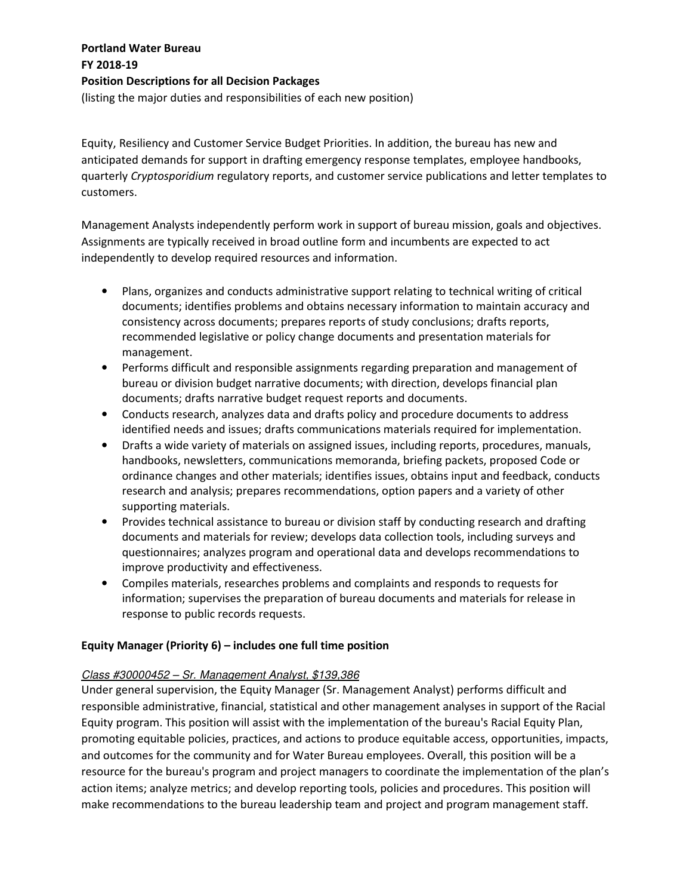**Portland Water Bureau**
**FY 2018-19**
**Position Descriptions for all Decision Packages**
(listing the major duties and responsibilities of each new position)

Equity, Resiliency and Customer Service Budget Priorities. In addition, the bureau has new and anticipated demands for support in drafting emergency response templates, employee handbooks, quarterly *Cryptosporidium* regulatory reports, and customer service publications and letter templates to customers.

Management Analysts independently perform work in support of bureau mission, goals and objectives. Assignments are typically received in broad outline form and incumbents are expected to act independently to develop required resources and information.

- Plans, organizes and conducts administrative support relating to technical writing of critical documents; identifies problems and obtains necessary information to maintain accuracy and consistency across documents; prepares reports of study conclusions; drafts reports, recommended legislative or policy change documents and presentation materials for management.
- Performs difficult and responsible assignments regarding preparation and management of bureau or division budget narrative documents; with direction, develops financial plan documents; drafts narrative budget request reports and documents.
- Conducts research, analyzes data and drafts policy and procedure documents to address identified needs and issues; drafts communications materials required for implementation.
- Drafts a wide variety of materials on assigned issues, including reports, procedures, manuals, handbooks, newsletters, communications memoranda, briefing packets, proposed Code or ordinance changes and other materials; identifies issues, obtains input and feedback, conducts research and analysis; prepares recommendations, option papers and a variety of other supporting materials.
- Provides technical assistance to bureau or division staff by conducting research and drafting documents and materials for review; develops data collection tools, including surveys and questionnaires; analyzes program and operational data and develops recommendations to improve productivity and effectiveness.
- Compiles materials, researches problems and complaints and responds to requests for information; supervises the preparation of bureau documents and materials for release in response to public records requests.

**Equity Manager (Priority 6) – includes one full time position**

*Class #30000452 – Sr. Management Analyst, $139,386*

Under general supervision, the Equity Manager (Sr. Management Analyst) performs difficult and responsible administrative, financial, statistical and other management analyses in support of the Racial Equity program. This position will assist with the implementation of the bureau's Racial Equity Plan, promoting equitable policies, practices, and actions to produce equitable access, opportunities, impacts, and outcomes for the community and for Water Bureau employees. Overall, this position will be a resource for the bureau's program and project managers to coordinate the implementation of the plan's action items; analyze metrics; and develop reporting tools, policies and procedures. This position will make recommendations to the bureau leadership team and project and program management staff.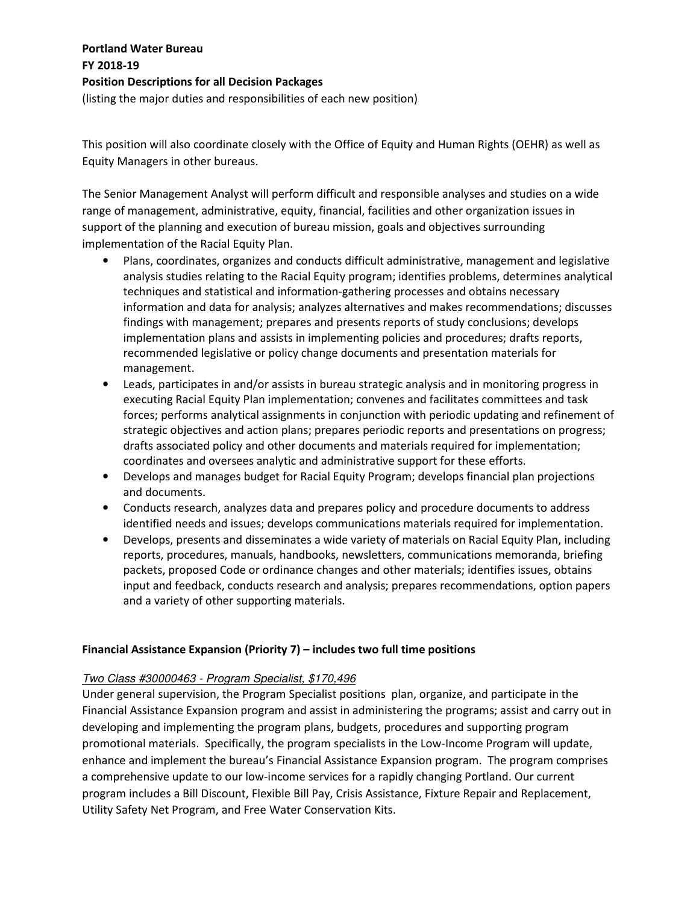**Portland Water Bureau**
**FY 2018-19**
**Position Descriptions for all Decision Packages**
(listing the major duties and responsibilities of each new position)

This position will also coordinate closely with the Office of Equity and Human Rights (OEHR) as well as Equity Managers in other bureaus.

The Senior Management Analyst will perform difficult and responsible analyses and studies on a wide range of management, administrative, equity, financial, facilities and other organization issues in support of the planning and execution of bureau mission, goals and objectives surrounding implementation of the Racial Equity Plan.

- Plans, coordinates, organizes and conducts difficult administrative, management and legislative analysis studies relating to the Racial Equity program; identifies problems, determines analytical techniques and statistical and information-gathering processes and obtains necessary information and data for analysis; analyzes alternatives and makes recommendations; discusses findings with management; prepares and presents reports of study conclusions; develops implementation plans and assists in implementing policies and procedures; drafts reports, recommended legislative or policy change documents and presentation materials for management.
- Leads, participates in and/or assists in bureau strategic analysis and in monitoring progress in executing Racial Equity Plan implementation; convenes and facilitates committees and task forces; performs analytical assignments in conjunction with periodic updating and refinement of strategic objectives and action plans; prepares periodic reports and presentations on progress; drafts associated policy and other documents and materials required for implementation; coordinates and oversees analytic and administrative support for these efforts.
- Develops and manages budget for Racial Equity Program; develops financial plan projections and documents.
- Conducts research, analyzes data and prepares policy and procedure documents to address identified needs and issues; develops communications materials required for implementation.
- Develops, presents and disseminates a wide variety of materials on Racial Equity Plan, including reports, procedures, manuals, handbooks, newsletters, communications memoranda, briefing packets, proposed Code or ordinance changes and other materials; identifies issues, obtains input and feedback, conducts research and analysis; prepares recommendations, option papers and a variety of other supporting materials.

**Financial Assistance Expansion (Priority 7) – includes two full time positions**

*Two Class #30000463 - Program Specialist, $170,496*

Under general supervision, the Program Specialist positions plan, organize, and participate in the Financial Assistance Expansion program and assist in administering the programs; assist and carry out in developing and implementing the program plans, budgets, procedures and supporting program promotional materials. Specifically, the program specialists in the Low-Income Program will update, enhance and implement the bureau's Financial Assistance Expansion program. The program comprises a comprehensive update to our low-income services for a rapidly changing Portland. Our current program includes a Bill Discount, Flexible Bill Pay, Crisis Assistance, Fixture Repair and Replacement, Utility Safety Net Program, and Free Water Conservation Kits.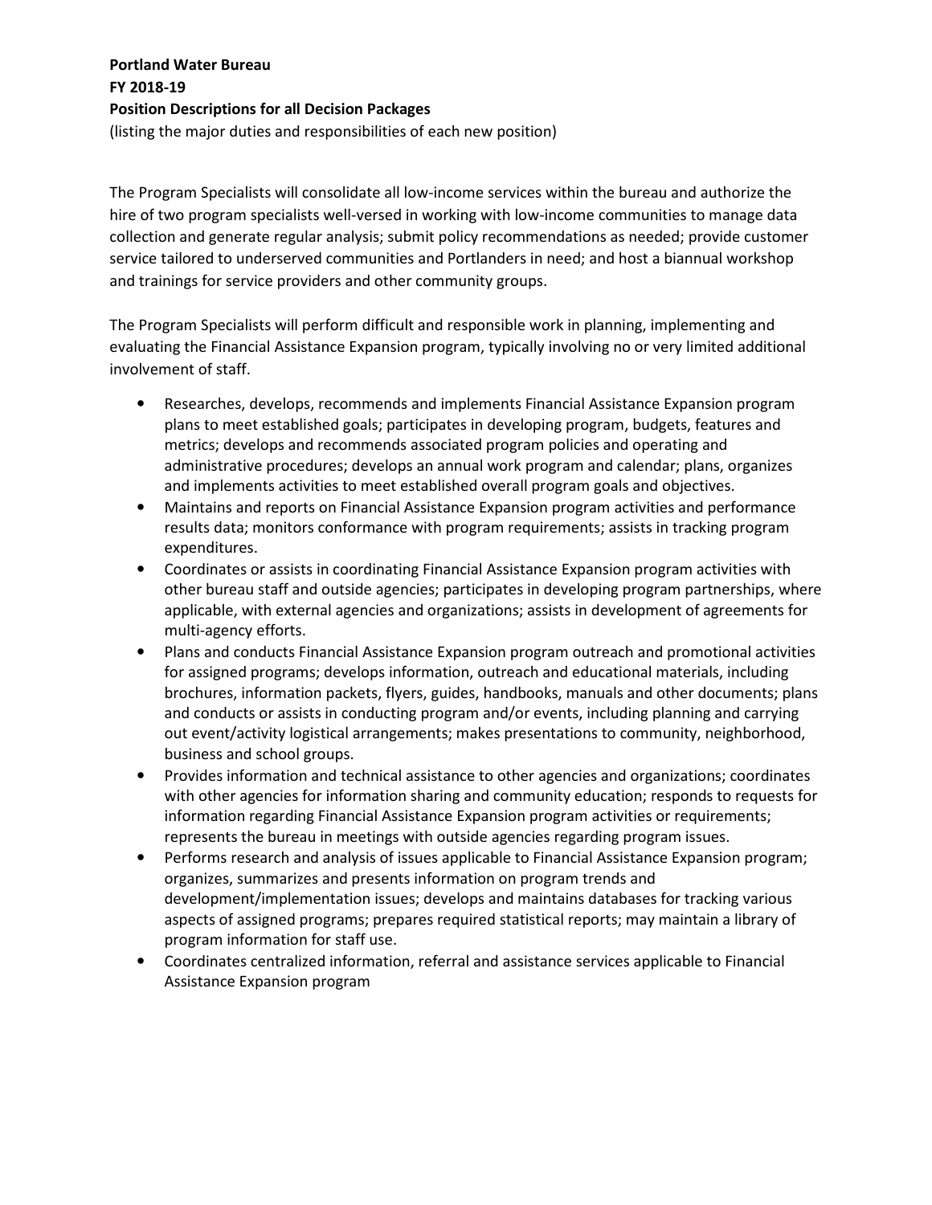**Portland Water Bureau**
**FY 2018-19**
**Position Descriptions for all Decision Packages**
(listing the major duties and responsibilities of each new position)

The Program Specialists will consolidate all low-income services within the bureau and authorize the hire of two program specialists well-versed in working with low-income communities to manage data collection and generate regular analysis; submit policy recommendations as needed; provide customer service tailored to underserved communities and Portlanders in need; and host a biannual workshop and trainings for service providers and other community groups.

The Program Specialists will perform difficult and responsible work in planning, implementing and evaluating the Financial Assistance Expansion program, typically involving no or very limited additional involvement of staff.

- Researches, develops, recommends and implements Financial Assistance Expansion program plans to meet established goals; participates in developing program, budgets, features and metrics; develops and recommends associated program policies and operating and administrative procedures; develops an annual work program and calendar; plans, organizes and implements activities to meet established overall program goals and objectives.
- Maintains and reports on Financial Assistance Expansion program activities and performance results data; monitors conformance with program requirements; assists in tracking program expenditures.
- Coordinates or assists in coordinating Financial Assistance Expansion program activities with other bureau staff and outside agencies; participates in developing program partnerships, where applicable, with external agencies and organizations; assists in development of agreements for multi-agency efforts.
- Plans and conducts Financial Assistance Expansion program outreach and promotional activities for assigned programs; develops information, outreach and educational materials, including brochures, information packets, flyers, guides, handbooks, manuals and other documents; plans and conducts or assists in conducting program and/or events, including planning and carrying out event/activity logistical arrangements; makes presentations to community, neighborhood, business and school groups.
- Provides information and technical assistance to other agencies and organizations; coordinates with other agencies for information sharing and community education; responds to requests for information regarding Financial Assistance Expansion program activities or requirements; represents the bureau in meetings with outside agencies regarding program issues.
- Performs research and analysis of issues applicable to Financial Assistance Expansion program; organizes, summarizes and presents information on program trends and development/implementation issues; develops and maintains databases for tracking various aspects of assigned programs; prepares required statistical reports; may maintain a library of program information for staff use.
- Coordinates centralized information, referral and assistance services applicable to Financial Assistance Expansion program